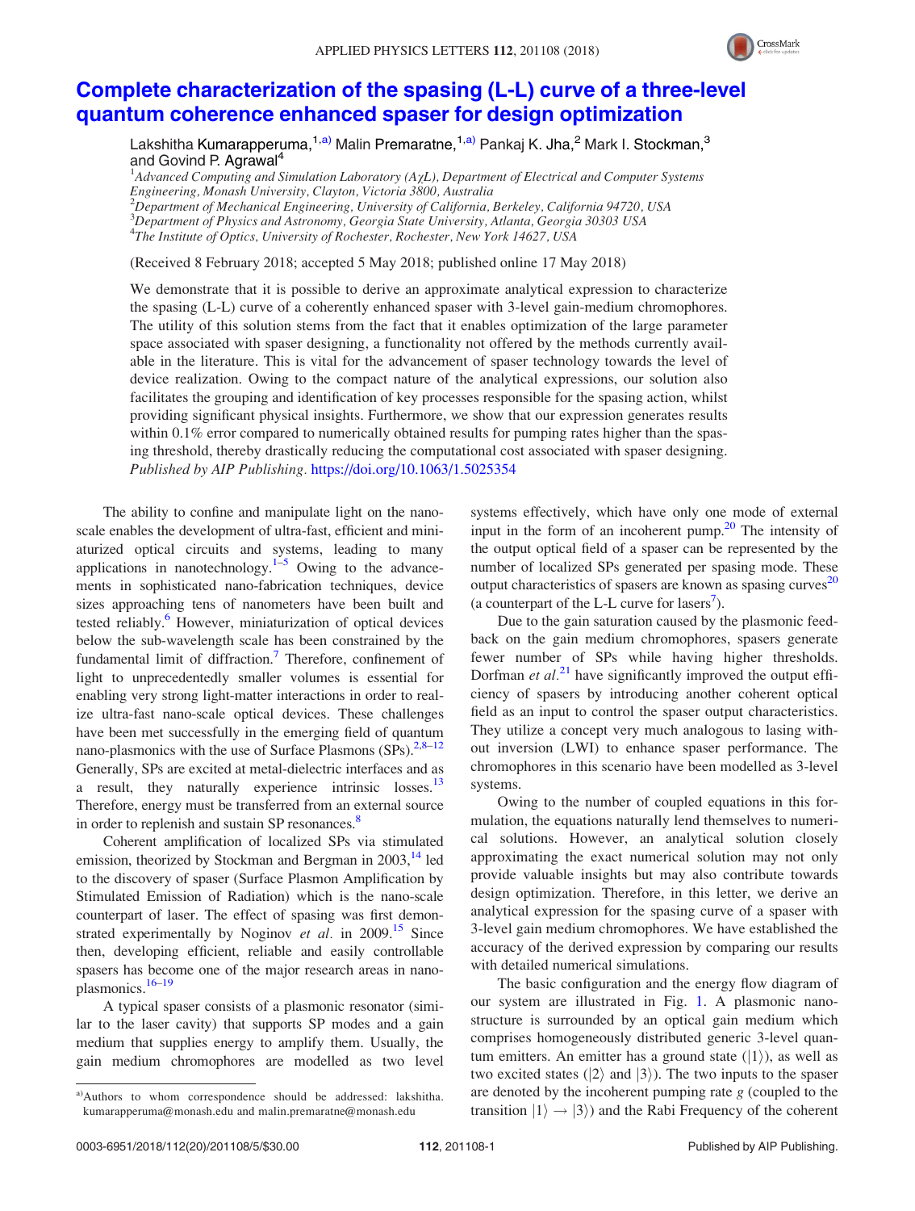# Complete characterization of the spasing (L-L) curve of a three-level quantum coherence enhanced spaser for design optimization

Lakshitha Kumarapperuma,[1,a)] Malin Premaratne,[1,a)] Pankaj K. Jha,[2] Mark I. Stockman,[3] and Govind P. Agrawal[4]

[1]*Advanced Computing and Simulation Laboratory (AχL), Department of Electrical and Computer Systems Engineering, Monash University, Clayton, Victoria 3800, Australia*
[2]*Department of Mechanical Engineering, University of California, Berkeley, California 94720, USA*
[3]*Department of Physics and Astronomy, Georgia State University, Atlanta, Georgia 30303 USA*
[4]*The Institute of Optics, University of Rochester, Rochester, New York 14627, USA*

(Received 8 February 2018; accepted 5 May 2018; published online 17 May 2018)

We demonstrate that it is possible to derive an approximate analytical expression to characterize the spasing (L-L) curve of a coherently enhanced spaser with 3-level gain-medium chromophores. The utility of this solution stems from the fact that it enables optimization of the large parameter space associated with spaser designing, a functionality not offered by the methods currently available in the literature. This is vital for the advancement of spaser technology towards the level of device realization. Owing to the compact nature of the analytical expressions, our solution also facilitates the grouping and identification of key processes responsible for the spasing action, whilst providing significant physical insights. Furthermore, we show that our expression generates results within 0.1% error compared to numerically obtained results for pumping rates higher than the spasing threshold, thereby drastically reducing the computational cost associated with spaser designing. *Published by AIP Publishing.* https://doi.org/10.1063/1.5025354

The ability to confine and manipulate light on the nanoscale enables the development of ultra-fast, efficient and miniaturized optical circuits and systems, leading to many applications in nanotechnology.[1–5] Owing to the advancements in sophisticated nano-fabrication techniques, device sizes approaching tens of nanometers have been built and tested reliably.[6] However, miniaturization of optical devices below the sub-wavelength scale has been constrained by the fundamental limit of diffraction.[7] Therefore, confinement of light to unprecedentedly smaller volumes is essential for enabling very strong light-matter interactions in order to realize ultra-fast nano-scale optical devices. These challenges have been met successfully in the emerging field of quantum nano-plasmonics with the use of Surface Plasmons (SPs).[2,8–12] Generally, SPs are excited at metal-dielectric interfaces and as a result, they naturally experience intrinsic losses.[13] Therefore, energy must be transferred from an external source in order to replenish and sustain SP resonances.[8]

Coherent amplification of localized SPs via stimulated emission, theorized by Stockman and Bergman in 2003,[14] led to the discovery of spaser (Surface Plasmon Amplification by Stimulated Emission of Radiation) which is the nano-scale counterpart of laser. The effect of spasing was first demonstrated experimentally by Noginov *et al.* in 2009.[15] Since then, developing efficient, reliable and easily controllable spasers has become one of the major research areas in nanoplasmonics.[16–19]

A typical spaser consists of a plasmonic resonator (similar to the laser cavity) that supports SP modes and a gain medium that supplies energy to amplify them. Usually, the gain medium chromophores are modelled as two level systems effectively, which have only one mode of external input in the form of an incoherent pump.[20] The intensity of the output optical field of a spaser can be represented by the number of localized SPs generated per spasing mode. These output characteristics of spasers are known as spasing curves[20] (a counterpart of the L-L curve for lasers[7]).

Due to the gain saturation caused by the plasmonic feedback on the gain medium chromophores, spasers generate fewer number of SPs while having higher thresholds. Dorfman *et al.*[21] have significantly improved the output efficiency of spasers by introducing another coherent optical field as an input to control the spaser output characteristics. They utilize a concept very much analogous to lasing without inversion (LWI) to enhance spaser performance. The chromophores in this scenario have been modelled as 3-level systems.

Owing to the number of coupled equations in this formulation, the equations naturally lend themselves to numerical solutions. However, an analytical solution closely approximating the exact numerical solution may not only provide valuable insights but may also contribute towards design optimization. Therefore, in this letter, we derive an analytical expression for the spasing curve of a spaser with 3-level gain medium chromophores. We have established the accuracy of the derived expression by comparing our results with detailed numerical simulations.

The basic configuration and the energy flow diagram of our system are illustrated in Fig. 1. A plasmonic nanostructure is surrounded by an optical gain medium which comprises homogeneously distributed generic 3-level quantum emitters. An emitter has a ground state ($|1\rangle$), as well as two excited states ($|2\rangle$ and $|3\rangle$). The two inputs to the spaser are denoted by the incoherent pumping rate $g$ (coupled to the transition $|1\rangle \rightarrow |3\rangle$) and the Rabi Frequency of the coherent

[a)] Authors to whom correspondence should be addressed: lakshitha.kumarapperuma@monash.edu and malin.premaratne@monash.edu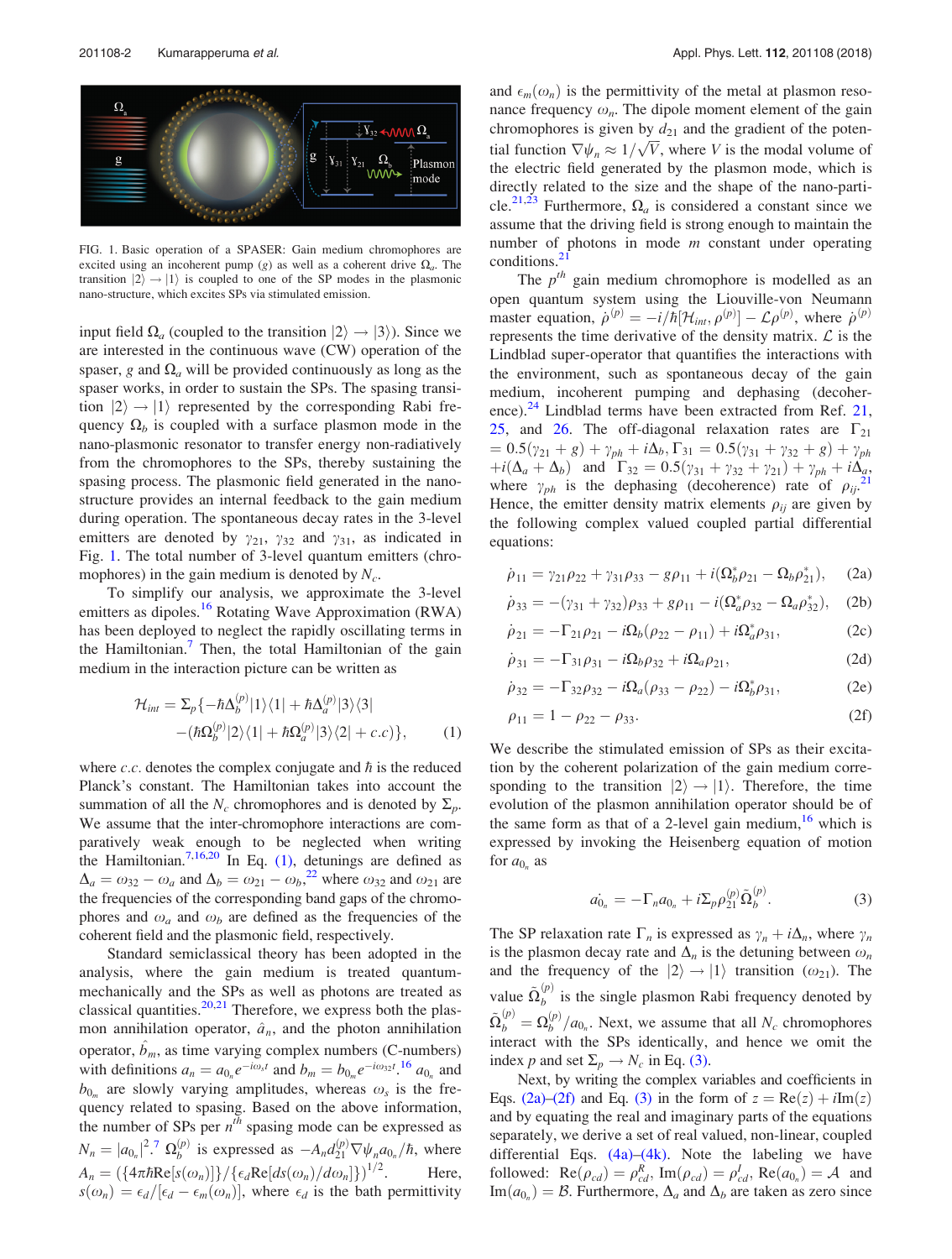FIG. 1. Basic operation of a SPASER: Gain medium chromophores are excited using an incoherent pump ($g$) as well as a coherent drive $\Omega_a$. The transition $|2\rangle \rightarrow |1\rangle$ is coupled to one of the SP modes in the plasmonic nano-structure, which excites SPs via stimulated emission.

input field $\Omega_a$ (coupled to the transition $|2\rangle \rightarrow |3\rangle$). Since we are interested in the continuous wave (CW) operation of the spaser, $g$ and $\Omega_a$ will be provided continuously as long as the spaser works, in order to sustain the SPs. The spasing transition $|2\rangle \rightarrow |1\rangle$ represented by the corresponding Rabi frequency $\Omega_b$ is coupled with a surface plasmon mode in the nano-plasmonic resonator to transfer energy non-radiatively from the chromophores to the SPs, thereby sustaining the spasing process. The plasmonic field generated in the nano-structure provides an internal feedback to the gain medium during operation. The spontaneous decay rates in the 3-level emitters are denoted by $\gamma_{21}$, $\gamma_{32}$ and $\gamma_{31}$, as indicated in Fig. 1. The total number of 3-level quantum emitters (chromophores) in the gain medium is denoted by $N_c$.

To simplify our analysis, we approximate the 3-level emitters as dipoles.[16] Rotating Wave Approximation (RWA) has been deployed to neglect the rapidly oscillating terms in the Hamiltonian.[7] Then, the total Hamiltonian of the gain medium in the interaction picture can be written as

$$\mathcal{H}_{int} = \Sigma_p\{-\hbar\Delta_b^{(p)}|1\rangle\langle 1| + \hbar\Delta_a^{(p)}|3\rangle\langle 3| - (\hbar\Omega_b^{(p)}|2\rangle\langle 1| + \hbar\Omega_a^{(p)}|3\rangle\langle 2| + c.c)\}, \tag{1}$$

where $c.c.$ denotes the complex conjugate and $\hbar$ is the reduced Planck's constant. The Hamiltonian takes into account the summation of all the $N_c$ chromophores and is denoted by $\Sigma_p$. We assume that the inter-chromophore interactions are comparatively weak enough to be neglected when writing the Hamiltonian.[7,16,20] In Eq. (1), detunings are defined as $\Delta_a = \omega_{32} - \omega_a$ and $\Delta_b = \omega_{21} - \omega_b$,[22] where $\omega_{32}$ and $\omega_{21}$ are the frequencies of the corresponding band gaps of the chromophores and $\omega_a$ and $\omega_b$ are defined as the frequencies of the coherent field and the plasmonic field, respectively.

Standard semiclassical theory has been adopted in the analysis, where the gain medium is treated quantum-mechanically and the SPs as well as photons are treated as classical quantities.[20,21] Therefore, we express both the plasmon annihilation operator, $\hat{a}_n$, and the photon annihilation operator, $\hat{b}_m$, as time varying complex numbers (C-numbers) with definitions $a_n = a_{0_n}e^{-i\omega_s t}$ and $b_m = b_{0_m}e^{-i\omega_{32}t}$.[16] $a_{0_n}$ and $b_{0_m}$ are slowly varying amplitudes, whereas $\omega_s$ is the frequency related to spasing. Based on the above information, the number of SPs per $n^{th}$ spasing mode can be expressed as $N_n = |a_{0_n}|^2$.[7] $\Omega_b^{(p)}$ is expressed as $-A_n d_{21}^{(p)} \nabla\psi_n a_{0_n}/\hbar$, where $A_n = (\{4\pi\hbar\mathrm{Re}[s(\omega_n)]\}/\{\epsilon_d \mathrm{Re}[ds(\omega_n)/d\omega_n]\})^{1/2}$. Here, $s(\omega_n) = \epsilon_d/[\epsilon_d - \epsilon_m(\omega_n)]$, where $\epsilon_d$ is the bath permittivity and $\epsilon_m(\omega_n)$ is the permittivity of the metal at plasmon resonance frequency $\omega_n$. The dipole moment element of the gain chromophores is given by $d_{21}$ and the gradient of the potential function $\nabla\psi_n \approx 1/\sqrt{V}$, where $V$ is the modal volume of the electric field generated by the plasmon mode, which is directly related to the size and the shape of the nano-particle.[21,23] Furthermore, $\Omega_a$ is considered a constant since we assume that the driving field is strong enough to maintain the number of photons in mode $m$ constant under operating conditions.[21]

The $p^{th}$ gain medium chromophore is modelled as an open quantum system using the Liouville-von Neumann master equation, $\dot{\rho}^{(p)} = -i/\hbar[\mathcal{H}_{int}, \rho^{(p)}] - \mathcal{L}\rho^{(p)}$, where $\dot{\rho}^{(p)}$ represents the time derivative of the density matrix. $\mathcal{L}$ is the Lindblad super-operator that quantifies the interactions with the environment, such as spontaneous decay of the gain medium, incoherent pumping and dephasing (decoherence).[24] Lindblad terms have been extracted from Ref. 21, 25, and 26. The off-diagonal relaxation rates are $\Gamma_{21} = 0.5(\gamma_{21} + g) + \gamma_{ph} + i\Delta_b$, $\Gamma_{31} = 0.5(\gamma_{31} + \gamma_{32} + g) + \gamma_{ph} + i(\Delta_a + \Delta_b)$ and $\Gamma_{32} = 0.5(\gamma_{31} + \gamma_{32} + \gamma_{21}) + \gamma_{ph} + i\Delta_a$, where $\gamma_{ph}$ is the dephasing (decoherence) rate of $\rho_{ij}$.[21] Hence, the emitter density matrix elements $\rho_{ij}$ are given by the following complex valued coupled partial differential equations:

$$\dot{\rho}_{11} = \gamma_{21}\rho_{22} + \gamma_{31}\rho_{33} - g\rho_{11} + i(\Omega_b^*\rho_{21} - \Omega_b\rho_{21}^*), \tag{2a}$$

$$\dot{\rho}_{33} = -(\gamma_{31} + \gamma_{32})\rho_{33} + g\rho_{11} - i(\Omega_a^*\rho_{32} - \Omega_a\rho_{32}^*), \tag{2b}$$

$$\dot{\rho}_{21} = -\Gamma_{21}\rho_{21} - i\Omega_b(\rho_{22} - \rho_{11}) + i\Omega_a^*\rho_{31}, \tag{2c}$$

$$\dot{\rho}_{31} = -\Gamma_{31}\rho_{31} - i\Omega_b\rho_{32} + i\Omega_a\rho_{21}, \tag{2d}$$

$$\dot{\rho}_{32} = -\Gamma_{32}\rho_{32} - i\Omega_a(\rho_{33} - \rho_{22}) - i\Omega_b^*\rho_{31}, \tag{2e}$$

$$\rho_{11} = 1 - \rho_{22} - \rho_{33}. \tag{2f}$$

We describe the stimulated emission of SPs as their excitation by the coherent polarization of the gain medium corresponding to the transition $|2\rangle \rightarrow |1\rangle$. Therefore, the time evolution of the plasmon annihilation operator should be of the same form as that of a 2-level gain medium,[16] which is expressed by invoking the Heisenberg equation of motion for $a_{0_n}$ as

$$\dot{a_{0_n}} = -\Gamma_n a_{0_n} + i\Sigma_p \rho_{21}^{(p)}\tilde{\Omega}_b^{(p)}. \tag{3}$$

The SP relaxation rate $\Gamma_n$ is expressed as $\gamma_n + i\Delta_n$, where $\gamma_n$ is the plasmon decay rate and $\Delta_n$ is the detuning between $\omega_n$ and the frequency of the $|2\rangle \rightarrow |1\rangle$ transition ($\omega_{21}$). The value $\tilde{\Omega}_b^{(p)}$ is the single plasmon Rabi frequency denoted by $\tilde{\Omega}_b^{(p)} = \Omega_b^{(p)}/a_{0_n}$. Next, we assume that all $N_c$ chromophores interact with the SPs identically, and hence we omit the index $p$ and set $\Sigma_p \rightarrow N_c$ in Eq. (3).

Next, by writing the complex variables and coefficients in Eqs. (2a)–(2f) and Eq. (3) in the form of $z = \mathrm{Re}(z) + i\mathrm{Im}(z)$ and by equating the real and imaginary parts of the equations separately, we derive a set of real valued, non-linear, coupled differential Eqs. (4a)–(4k). Note the labeling we have followed: $\mathrm{Re}(\rho_{cd}) = \rho_{cd}^R$, $\mathrm{Im}(\rho_{cd}) = \rho_{cd}^I$, $\mathrm{Re}(a_{0_n}) = \mathcal{A}$ and $\mathrm{Im}(a_{0_n}) = \mathcal{B}$. Furthermore, $\Delta_a$ and $\Delta_b$ are taken as zero since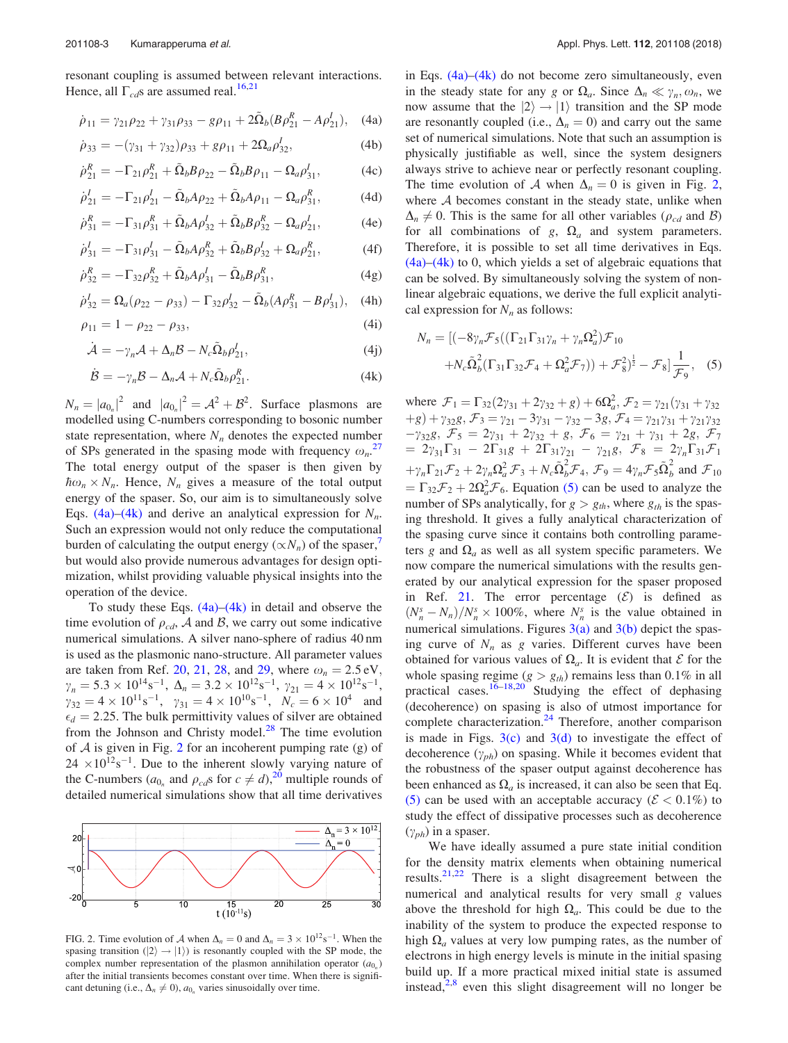resonant coupling is assumed between relevant interactions. Hence, all $\Gamma_{cd}$s are assumed real.[16,21]

$$\dot{\rho}_{11} = \gamma_{21}\rho_{22} + \gamma_{31}\rho_{33} - g\rho_{11} + 2\tilde{\Omega}_b(B\rho_{21}^R - A\rho_{21}^I), \quad (4a)$$

$$\dot{\rho}_{33} = -(\gamma_{31} + \gamma_{32})\rho_{33} + g\rho_{11} + 2\Omega_a\rho_{32}^I, \quad (4b)$$

$$\dot{\rho}_{21}^R = -\Gamma_{21}\rho_{21}^R + \tilde{\Omega}_b B\rho_{22} - \tilde{\Omega}_b B\rho_{11} - \Omega_a\rho_{31}^I, \quad (4c)$$

$$\dot{\rho}_{21}^I = -\Gamma_{21}\rho_{21}^I - \tilde{\Omega}_b A\rho_{22} + \tilde{\Omega}_b A\rho_{11} - \Omega_a\rho_{31}^R, \quad (4d)$$

$$\dot{\rho}_{31}^R = -\Gamma_{31}\rho_{31}^R + \tilde{\Omega}_b A\rho_{32}^I + \tilde{\Omega}_b B\rho_{32}^R - \Omega_a\rho_{21}^I, \quad (4e)$$

$$\dot{\rho}_{31}^I = -\Gamma_{31}\rho_{31}^I - \tilde{\Omega}_b A\rho_{32}^R + \tilde{\Omega}_b B\rho_{32}^I + \Omega_a\rho_{21}^R, \quad (4f)$$

$$\dot{\rho}_{32}^R = -\Gamma_{32}\rho_{32}^R + \tilde{\Omega}_b A\rho_{31}^I - \tilde{\Omega}_b B\rho_{31}^R, \quad (4g)$$

$$\dot{\rho}_{32}^I = \Omega_a(\rho_{22} - \rho_{33}) - \Gamma_{32}\rho_{32}^I - \tilde{\Omega}_b(A\rho_{31}^R - B\rho_{31}^I), \quad (4h)$$

$$\rho_{11} = 1 - \rho_{22} - \rho_{33}, \quad (4i)$$

$$\dot{\mathcal{A}} = -\gamma_n\mathcal{A} + \Delta_n\mathcal{B} - N_c\tilde{\Omega}_b\rho_{21}^I, \quad (4j)$$

$$\dot{\mathcal{B}} = -\gamma_n\mathcal{B} - \Delta_n\mathcal{A} + N_c\tilde{\Omega}_b\rho_{21}^R. \quad (4k)$$

$N_n = |a_{0_n}|^2$ and $|a_{0_n}|^2 = \mathcal{A}^2 + \mathcal{B}^2$. Surface plasmons are modelled using C-numbers corresponding to bosonic number state representation, where $N_n$ denotes the expected number of SPs generated in the spasing mode with frequency $\omega_n$.[27] The total energy output of the spaser is then given by $\hbar\omega_n \times N_n$. Hence, $N_n$ gives a measure of the total output energy of the spaser. So, our aim is to simultaneously solve Eqs. (4a)–(4k) and derive an analytical expression for $N_n$. Such an expression would not only reduce the computational burden of calculating the output energy ($\propto N_n$) of the spaser,[7] but would also provide numerous advantages for design optimization, whilst providing valuable physical insights into the operation of the device.

To study these Eqs. (4a)–(4k) in detail and observe the time evolution of $\rho_{cd}$, $\mathcal{A}$ and $\mathcal{B}$, we carry out some indicative numerical simulations. A silver nano-sphere of radius 40 nm is used as the plasmonic nano-structure. All parameter values are taken from Ref. 20, 21, 28, and 29, where $\omega_n = 2.5$ eV, $\gamma_n = 5.3 \times 10^{14}\,\text{s}^{-1}$, $\Delta_n = 3.2 \times 10^{12}\,\text{s}^{-1}$, $\gamma_{21} = 4 \times 10^{12}\,\text{s}^{-1}$, $\gamma_{32} = 4 \times 10^{11}\,\text{s}^{-1}$, $\gamma_{31} = 4 \times 10^{10}\,\text{s}^{-1}$, $N_c = 6 \times 10^4$ and $\epsilon_d = 2.25$. The bulk permittivity values of silver are obtained from the Johnson and Christy model.[28] The time evolution of $\mathcal{A}$ is given in Fig. 2 for an incoherent pumping rate (g) of $24 \times 10^{12}\,\text{s}^{-1}$. Due to the inherent slowly varying nature of the C-numbers ($a_{0_n}$ and $\rho_{cd}$s for $c \neq d$),[20] multiple rounds of detailed numerical simulations show that all time derivatives

FIG. 2. Time evolution of $\mathcal{A}$ when $\Delta_n = 0$ and $\Delta_n = 3 \times 10^{12}\,\text{s}^{-1}$. When the spasing transition ($|2\rangle \rightarrow |1\rangle$) is resonantly coupled with the SP mode, the complex number representation of the plasmon annihilation operator ($a_{0_n}$) after the initial transients becomes constant over time. When there is significant detuning (i.e., $\Delta_n \neq 0$), $a_{0_n}$ varies sinusoidally over time.

in Eqs. (4a)–(4k) do not become zero simultaneously, even in the steady state for any $g$ or $\Omega_a$. Since $\Delta_n \ll \gamma_n, \omega_n$, we now assume that the $|2\rangle \rightarrow |1\rangle$ transition and the SP mode are resonantly coupled (i.e., $\Delta_n = 0$) and carry out the same set of numerical simulations. Note that such an assumption is physically justifiable as well, since the system designers always strive to achieve near or perfectly resonant coupling. The time evolution of $\mathcal{A}$ when $\Delta_n = 0$ is given in Fig. 2, where $\mathcal{A}$ becomes constant in the steady state, unlike when $\Delta_n \neq 0$. This is the same for all other variables ($\rho_{cd}$ and $\mathcal{B}$) for all combinations of $g$, $\Omega_a$ and system parameters. Therefore, it is possible to set all time derivatives in Eqs. (4a)–(4k) to 0, which yields a set of algebraic equations that can be solved. By simultaneously solving the system of non-linear algebraic equations, we derive the full explicit analytical expression for $N_n$ as follows:

$$N_n = \Big[\big(-8\gamma_n\mathcal{F}_5((\Gamma_{21}\Gamma_{31}\gamma_n + \gamma_n\Omega_a^2)\mathcal{F}_{10} + N_c\tilde{\Omega}_b^2(\Gamma_{31}\Gamma_{32}\mathcal{F}_4 + \Omega_a^2\mathcal{F}_7)) + \mathcal{F}_8^2\big)^{\frac{1}{2}} - \mathcal{F}_8\Big]\frac{1}{\mathcal{F}_9}, \quad (5)$$

where $\mathcal{F}_1 = \Gamma_{32}(2\gamma_{31} + 2\gamma_{32} + g) + 6\Omega_a^2$, $\mathcal{F}_2 = \gamma_{21}(\gamma_{31} + \gamma_{32} + g) + \gamma_{32}g$, $\mathcal{F}_3 = \gamma_{21} - 3\gamma_{31} - \gamma_{32} - 3g$, $\mathcal{F}_4 = \gamma_{21}\gamma_{31} + \gamma_{21}\gamma_{32} - \gamma_{32}g$, $\mathcal{F}_5 = 2\gamma_{31} + 2\gamma_{32} + g$, $\mathcal{F}_6 = \gamma_{21} + \gamma_{31} + 2g$, $\mathcal{F}_7 = 2\gamma_{31}\Gamma_{31} - 2\Gamma_{31}g + 2\Gamma_{31}\gamma_{21} - \gamma_{21}g$, $\mathcal{F}_8 = 2\gamma_n\Gamma_{31}\mathcal{F}_1 + \gamma_n\Gamma_{21}\mathcal{F}_2 + 2\gamma_n\Omega_a^2\mathcal{F}_3 + N_c\tilde{\Omega}_b^2\mathcal{F}_4$, $\mathcal{F}_9 = 4\gamma_n\mathcal{F}_5\tilde{\Omega}_b^2$ and $\mathcal{F}_{10} = \Gamma_{32}\mathcal{F}_2 + 2\Omega_a^2\mathcal{F}_6$. Equation (5) can be used to analyze the number of SPs analytically, for $g > g_{th}$, where $g_{th}$ is the spasing threshold. It gives a fully analytical characterization of the spasing curve since it contains both controlling parameters $g$ and $\Omega_a$ as well as all system specific parameters. We now compare the numerical simulations with the results generated by our analytical expression for the spaser proposed in Ref. 21. The error percentage ($\mathcal{E}$) is defined as $(N_n^s - N_n)/N_n^s \times 100\%$, where $N_n^s$ is the value obtained in numerical simulations. Figures 3(a) and 3(b) depict the spasing curve of $N_n$ as $g$ varies. Different curves have been obtained for various values of $\Omega_a$. It is evident that $\mathcal{E}$ for the whole spasing regime ($g > g_{th}$) remains less than 0.1% in all practical cases.[16–18,20] Studying the effect of dephasing (decoherence) on spasing is also of utmost importance for complete characterization.[24] Therefore, another comparison is made in Figs. 3(c) and 3(d) to investigate the effect of decoherence ($\gamma_{ph}$) on spasing. While it becomes evident that the robustness of the spaser output against decoherence has been enhanced as $\Omega_a$ is increased, it can also be seen that Eq. (5) can be used with an acceptable accuracy ($\mathcal{E} < 0.1\%$) to study the effect of dissipative processes such as decoherence ($\gamma_{ph}$) in a spaser.

We have ideally assumed a pure state initial condition for the density matrix elements when obtaining numerical results.[21,22] There is a slight disagreement between the numerical and analytical results for very small $g$ values above the threshold for high $\Omega_a$. This could be due to the inability of the system to produce the expected response to high $\Omega_a$ values at very low pumping rates, as the number of electrons in high energy levels is minute in the initial spasing build up. If a more practical mixed initial state is assumed instead,[2,8] even this slight disagreement will no longer be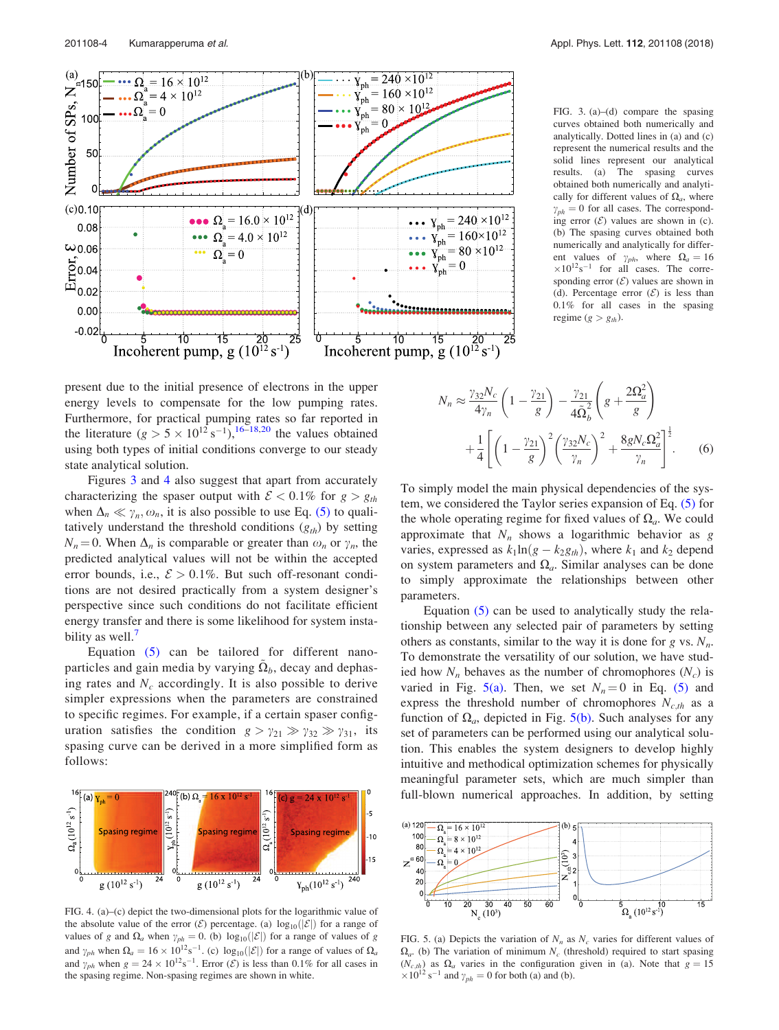FIG. 3. (a)–(d) compare the spasing curves obtained both numerically and analytically. Dotted lines in (a) and (c) represent the numerical results and the solid lines represent our analytical results. (a) The spasing curves obtained both numerically and analytically for different values of $\Omega_a$, where $\gamma_{ph} = 0$ for all cases. The corresponding error ($\mathcal{E}$) values are shown in (c). (b) The spasing curves obtained both numerically and analytically for different values of $\gamma_{ph}$, where $\Omega_a = 16 \times 10^{12} \text{s}^{-1}$ for all cases. The corresponding error ($\mathcal{E}$) values are shown in (d). Percentage error ($\mathcal{E}$) is less than 0.1% for all cases in the spasing regime ($g > g_{th}$).

present due to the initial presence of electrons in the upper energy levels to compensate for the low pumping rates. Furthermore, for practical pumping rates so far reported in the literature ($g > 5 \times 10^{12}\,\text{s}^{-1}$),[16–18,20] the values obtained using both types of initial conditions converge to our steady state analytical solution.

Figures 3 and 4 also suggest that apart from accurately characterizing the spaser output with $\mathcal{E} < 0.1\%$ for $g > g_{th}$ when $\Delta_n \ll \gamma_n, \omega_n$, it is also possible to use Eq. (5) to qualitatively understand the threshold conditions ($g_{th}$) by setting $N_n = 0$. When $\Delta_n$ is comparable or greater than $\omega_n$ or $\gamma_n$, the predicted analytical values will not be within the accepted error bounds, i.e., $\mathcal{E} > 0.1\%$. But such off-resonant conditions are not desired practically from a system designer's perspective since such conditions do not facilitate efficient energy transfer and there is some likelihood for system instability as well.[7]

Equation (5) can be tailored for different nanoparticles and gain media by varying $\tilde{\Omega}_b$, decay and dephasing rates and $N_c$ accordingly. It is also possible to derive simpler expressions when the parameters are constrained to specific regimes. For example, if a certain spaser configuration satisfies the condition $g > \gamma_{21} \gg \gamma_{32} \gg \gamma_{31}$, its spasing curve can be derived in a more simplified form as follows:

$$N_n \approx \frac{\gamma_{32} N_c}{4\gamma_n}\left(1 - \frac{\gamma_{21}}{g}\right) - \frac{\gamma_{21}}{4\tilde{\Omega}_b^2}\left(g + \frac{2\Omega_a^2}{g}\right) + \frac{1}{4}\left[\left(1 - \frac{\gamma_{21}}{g}\right)^2 \left(\frac{\gamma_{32} N_c}{\gamma_n}\right)^2 + \frac{8 g N_c \Omega_a^2}{\gamma_n}\right]^{\frac{1}{2}}. \quad (6)$$

To simply model the main physical dependencies of the system, we considered the Taylor series expansion of Eq. (5) for the whole operating regime for fixed values of $\Omega_a$. We could approximate that $N_n$ shows a logarithmic behavior as $g$ varies, expressed as $k_1 \ln(g - k_2 g_{th})$, where $k_1$ and $k_2$ depend on system parameters and $\Omega_a$. Similar analyses can be done to simply approximate the relationships between other parameters.

Equation (5) can be used to analytically study the relationship between any selected pair of parameters by setting others as constants, similar to the way it is done for $g$ vs. $N_n$. To demonstrate the versatility of our solution, we have studied how $N_n$ behaves as the number of chromophores ($N_c$) is varied in Fig. 5(a). Then, we set $N_n = 0$ in Eq. (5) and express the threshold number of chromophores $N_{c,th}$ as a function of $\Omega_a$, depicted in Fig. 5(b). Such analyses for any set of parameters can be performed using our analytical solution. This enables the system designers to develop highly intuitive and methodical optimization schemes for physically meaningful parameter sets, which are much simpler than full-blown numerical approaches. In addition, by setting

FIG. 4. (a)–(c) depict the two-dimensional plots for the logarithmic value of the absolute value of the error ($\mathcal{E}$) percentage. (a) $\log_{10}(|\mathcal{E}|)$ for a range of values of $g$ and $\Omega_a$ when $\gamma_{ph} = 0$. (b) $\log_{10}(|\mathcal{E}|)$ for a range of values of $g$ and $\gamma_{ph}$ when $\Omega_a = 16 \times 10^{12}\text{s}^{-1}$. (c) $\log_{10}(|\mathcal{E}|)$ for a range of values of $\Omega_a$ and $\gamma_{ph}$ when $g = 24 \times 10^{12}\,\text{s}^{-1}$. Error ($\mathcal{E}$) is less than 0.1% for all cases in the spasing regime. Non-spasing regimes are shown in white.

FIG. 5. (a) Depicts the variation of $N_n$ as $N_c$ varies for different values of $\Omega_a$. (b) The variation of minimum $N_c$ (threshold) required to start spasing ($N_{c,th}$) as $\Omega_a$ varies in the configuration given in (a). Note that $g = 15 \times 10^{12}\,\text{s}^{-1}$ and $\gamma_{ph} = 0$ for both (a) and (b).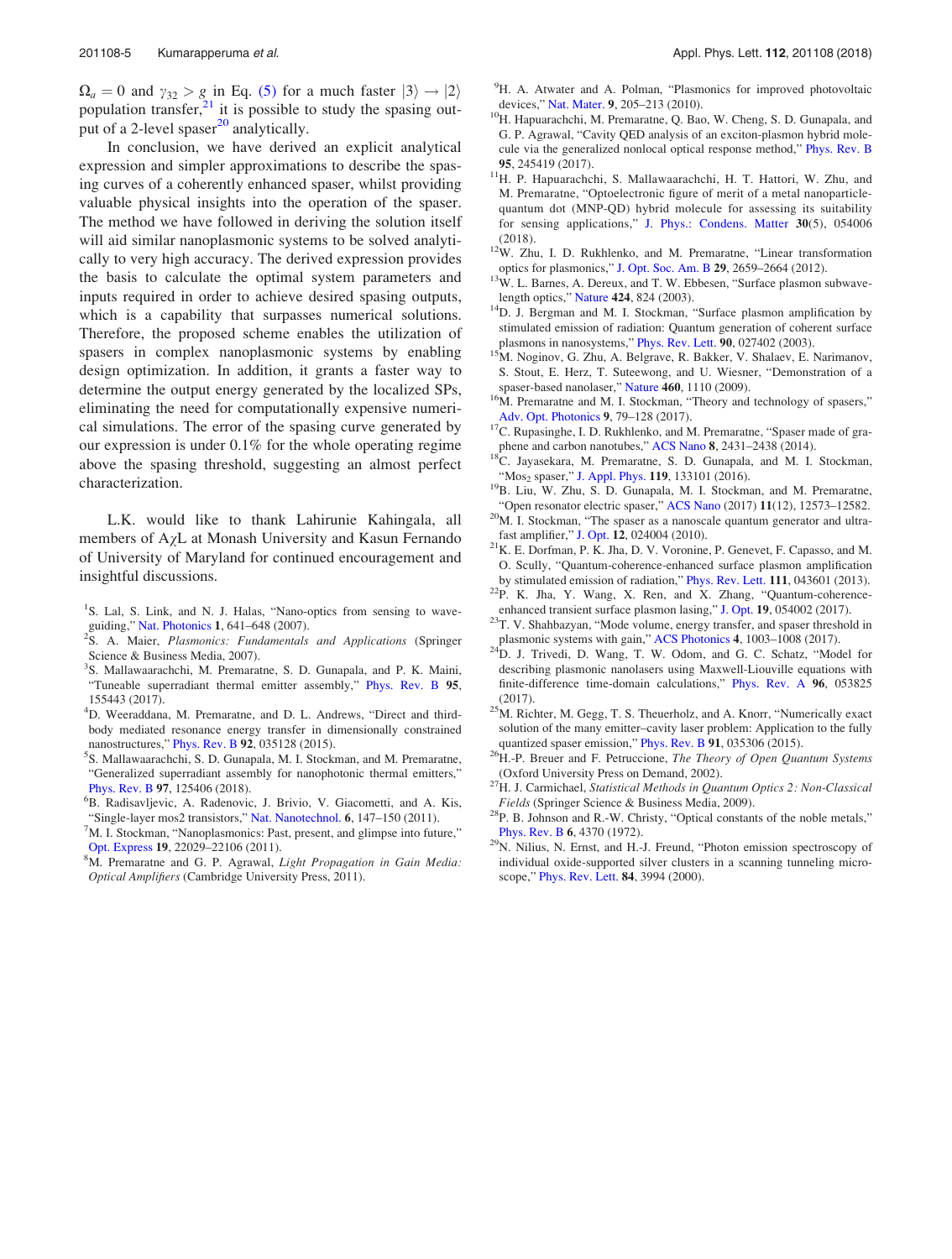$\Omega_a = 0$ and $\gamma_{32} > g$ in Eq. (5) for a much faster $|3\rangle \rightarrow |2\rangle$ population transfer,[21] it is possible to study the spasing output of a 2-level spaser[20] analytically.

In conclusion, we have derived an explicit analytical expression and simpler approximations to describe the spasing curves of a coherently enhanced spaser, whilst providing valuable physical insights into the operation of the spaser. The method we have followed in deriving the solution itself will aid similar nanoplasmonic systems to be solved analytically to very high accuracy. The derived expression provides the basis to calculate the optimal system parameters and inputs required in order to achieve desired spasing outputs, which is a capability that surpasses numerical solutions. Therefore, the proposed scheme enables the utilization of spasers in complex nanoplasmonic systems by enabling design optimization. In addition, it grants a faster way to determine the output energy generated by the localized SPs, eliminating the need for computationally expensive numerical simulations. The error of the spasing curve generated by our expression is under 0.1% for the whole operating regime above the spasing threshold, suggesting an almost perfect characterization.

L.K. would like to thank Lahirunie Kahingala, all members of A$\chi$L at Monash University and Kasun Fernando of University of Maryland for continued encouragement and insightful discussions.

[1] S. Lal, S. Link, and N. J. Halas, "Nano-optics from sensing to waveguiding," Nat. Photonics **1**, 641–648 (2007).

[2] S. A. Maier, *Plasmonics: Fundamentals and Applications* (Springer Science & Business Media, 2007).

[3] S. Mallawaarachchi, M. Premaratne, S. D. Gunapala, and P. K. Maini, "Tuneable superradiant thermal emitter assembly," Phys. Rev. B **95**, 155443 (2017).

[4] D. Weeraddana, M. Premaratne, and D. L. Andrews, "Direct and third-body mediated resonance energy transfer in dimensionally constrained nanostructures," Phys. Rev. B **92**, 035128 (2015).

[5] S. Mallawaarachchi, S. D. Gunapala, M. I. Stockman, and M. Premaratne, "Generalized superradiant assembly for nanophotonic thermal emitters," Phys. Rev. B **97**, 125406 (2018).

[6] B. Radisavljevic, A. Radenovic, J. Brivio, V. Giacometti, and A. Kis, "Single-layer mos2 transistors," Nat. Nanotechnol. **6**, 147–150 (2011).

[7] M. I. Stockman, "Nanoplasmonics: Past, present, and glimpse into future," Opt. Express **19**, 22029–22106 (2011).

[8] M. Premaratne and G. P. Agrawal, *Light Propagation in Gain Media: Optical Amplifiers* (Cambridge University Press, 2011).

[9] H. A. Atwater and A. Polman, "Plasmonics for improved photovoltaic devices," Nat. Mater. **9**, 205–213 (2010).

[10] H. Hapuarachchi, M. Premaratne, Q. Bao, W. Cheng, S. D. Gunapala, and G. P. Agrawal, "Cavity QED analysis of an exciton-plasmon hybrid molecule via the generalized nonlocal optical response method," Phys. Rev. B **95**, 245419 (2017).

[11] H. P. Hapuarachchi, S. Mallawaarachchi, H. T. Hattori, W. Zhu, and M. Premaratne, "Optoelectronic figure of merit of a metal nanoparticle-quantum dot (MNP-QD) hybrid molecule for assessing its suitability for sensing applications," J. Phys.: Condens. Matter **30**(5), 054006 (2018).

[12] W. Zhu, I. D. Rukhlenko, and M. Premaratne, "Linear transformation optics for plasmonics," J. Opt. Soc. Am. B **29**, 2659–2664 (2012).

[13] W. L. Barnes, A. Dereux, and T. W. Ebbesen, "Surface plasmon subwavelength optics," Nature **424**, 824 (2003).

[14] D. J. Bergman and M. I. Stockman, "Surface plasmon amplification by stimulated emission of radiation: Quantum generation of coherent surface plasmons in nanosystems," Phys. Rev. Lett. **90**, 027402 (2003).

[15] M. Noginov, G. Zhu, A. Belgrave, R. Bakker, V. Shalaev, E. Narimanov, S. Stout, E. Herz, T. Suteewong, and U. Wiesner, "Demonstration of a spaser-based nanolaser," Nature **460**, 1110 (2009).

[16] M. Premaratne and M. I. Stockman, "Theory and technology of spasers," Adv. Opt. Photonics **9**, 79–128 (2017).

[17] C. Rupasinghe, I. D. Rukhlenko, and M. Premaratne, "Spaser made of graphene and carbon nanotubes," ACS Nano **8**, 2431–2438 (2014).

[18] C. Jayasekara, M. Premaratne, S. D. Gunapala, and M. I. Stockman, "$\text{Mos}_2$ spaser," J. Appl. Phys. **119**, 133101 (2016).

[19] B. Liu, W. Zhu, S. D. Gunapala, M. I. Stockman, and M. Premaratne, "Open resonator electric spaser," ACS Nano (2017) **11**(12), 12573–12582.

[20] M. I. Stockman, "The spaser as a nanoscale quantum generator and ultrafast amplifier," J. Opt. **12**, 024004 (2010).

[21] K. E. Dorfman, P. K. Jha, D. V. Voronine, P. Genevet, F. Capasso, and M. O. Scully, "Quantum-coherence-enhanced surface plasmon amplification by stimulated emission of radiation," Phys. Rev. Lett. **111**, 043601 (2013).

[22] P. K. Jha, Y. Wang, X. Ren, and X. Zhang, "Quantum-coherence-enhanced transient surface plasmon lasing," J. Opt. **19**, 054002 (2017).

[23] T. V. Shahbazyan, "Mode volume, energy transfer, and spaser threshold in plasmonic systems with gain," ACS Photonics **4**, 1003–1008 (2017).

[24] D. J. Trivedi, D. Wang, T. W. Odom, and G. C. Schatz, "Model for describing plasmonic nanolasers using Maxwell-Liouville equations with finite-difference time-domain calculations," Phys. Rev. A **96**, 053825 (2017).

[25] M. Richter, M. Gegg, T. S. Theuerholz, and A. Knorr, "Numerically exact solution of the many emitter–cavity laser problem: Application to the fully quantized spaser emission," Phys. Rev. B **91**, 035306 (2015).

[26] H.-P. Breuer and F. Petruccione, *The Theory of Open Quantum Systems* (Oxford University Press on Demand, 2002).

[27] H. J. Carmichael, *Statistical Methods in Quantum Optics 2: Non-Classical Fields* (Springer Science & Business Media, 2009).

[28] P. B. Johnson and R.-W. Christy, "Optical constants of the noble metals," Phys. Rev. B **6**, 4370 (1972).

[29] N. Nilius, N. Ernst, and H.-J. Freund, "Photon emission spectroscopy of individual oxide-supported silver clusters in a scanning tunneling microscope," Phys. Rev. Lett. **84**, 3994 (2000).